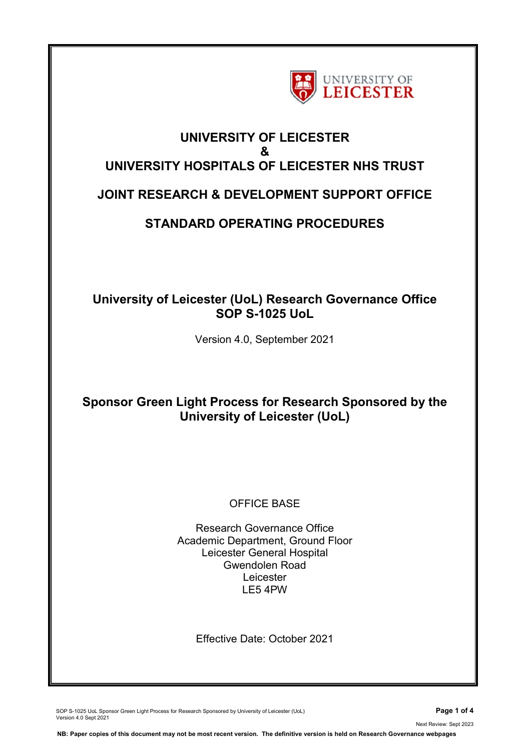# UNIVERSITY OF LEICESTER
# &
# UNIVERSITY HOSPITALS OF LEICESTER NHS TRUST

## JOINT RESEARCH & DEVELOPMENT SUPPORT OFFICE

## STANDARD OPERATING PROCEDURES

## University of Leicester (UoL) Research Governance Office SOP S-1025 UoL

Version 4.0, September 2021

## Sponsor Green Light Process for Research Sponsored by the University of Leicester (UoL)

OFFICE BASE

Research Governance Office
Academic Department, Ground Floor
Leicester General Hospital
Gwendolen Road
Leicester
LE5 4PW

Effective Date: October 2021

**NB: Paper copies of this document may not be most recent version. The definitive version is held on Research Governance webpages**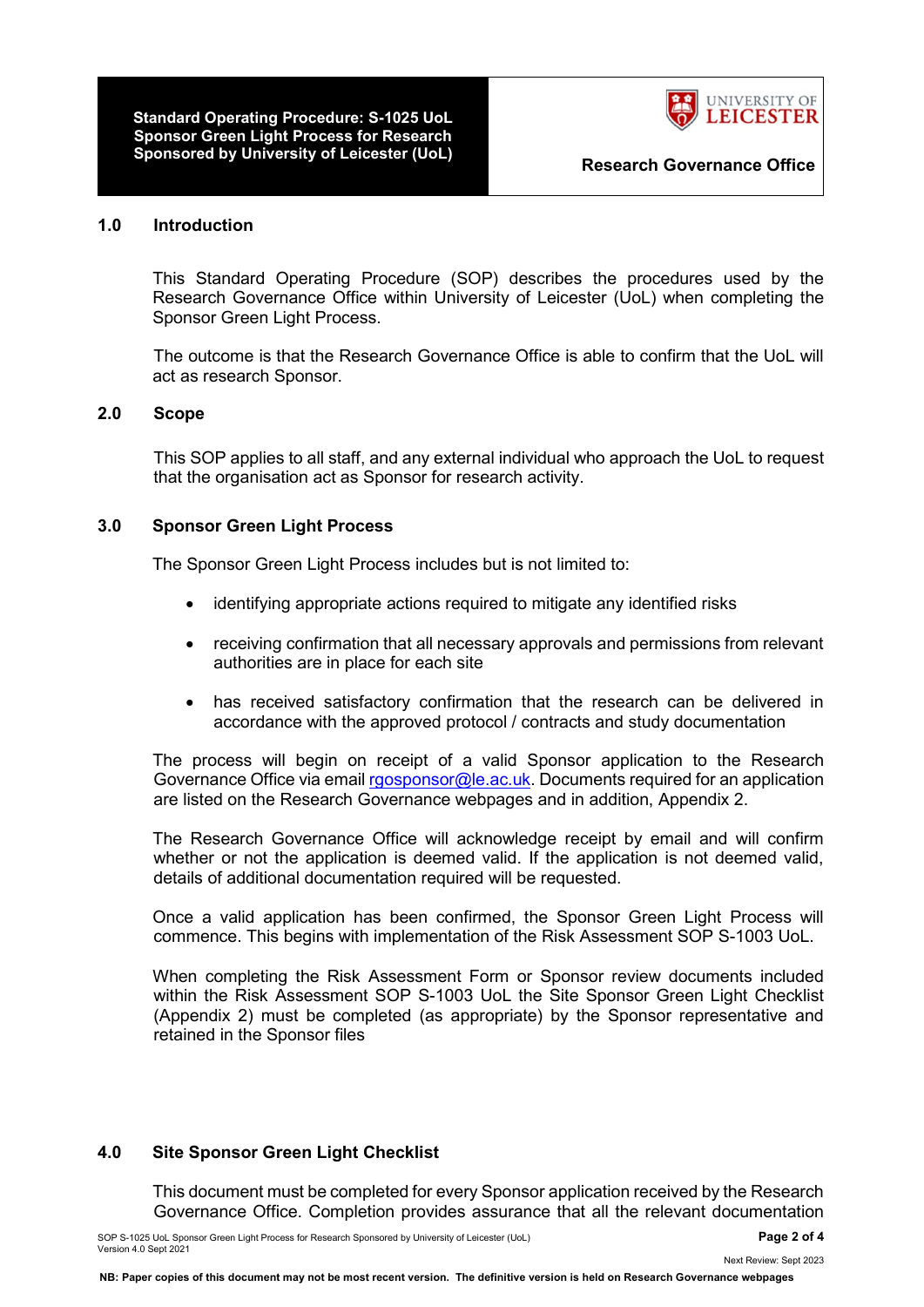## 1.0 Introduction

This Standard Operating Procedure (SOP) describes the procedures used by the Research Governance Office within University of Leicester (UoL) when completing the Sponsor Green Light Process.

The outcome is that the Research Governance Office is able to confirm that the UoL will act as research Sponsor.

## 2.0 Scope

This SOP applies to all staff, and any external individual who approach the UoL to request that the organisation act as Sponsor for research activity.

## 3.0 Sponsor Green Light Process

The Sponsor Green Light Process includes but is not limited to:

- identifying appropriate actions required to mitigate any identified risks
- receiving confirmation that all necessary approvals and permissions from relevant authorities are in place for each site
- has received satisfactory confirmation that the research can be delivered in accordance with the approved protocol / contracts and study documentation

The process will begin on receipt of a valid Sponsor application to the Research Governance Office via email rgosponsor@le.ac.uk. Documents required for an application are listed on the Research Governance webpages and in addition, Appendix 2.

The Research Governance Office will acknowledge receipt by email and will confirm whether or not the application is deemed valid. If the application is not deemed valid, details of additional documentation required will be requested.

Once a valid application has been confirmed, the Sponsor Green Light Process will commence. This begins with implementation of the Risk Assessment SOP S-1003 UoL.

When completing the Risk Assessment Form or Sponsor review documents included within the Risk Assessment SOP S-1003 UoL the Site Sponsor Green Light Checklist (Appendix 2) must be completed (as appropriate) by the Sponsor representative and retained in the Sponsor files

## 4.0 Site Sponsor Green Light Checklist

This document must be completed for every Sponsor application received by the Research Governance Office. Completion provides assurance that all the relevant documentation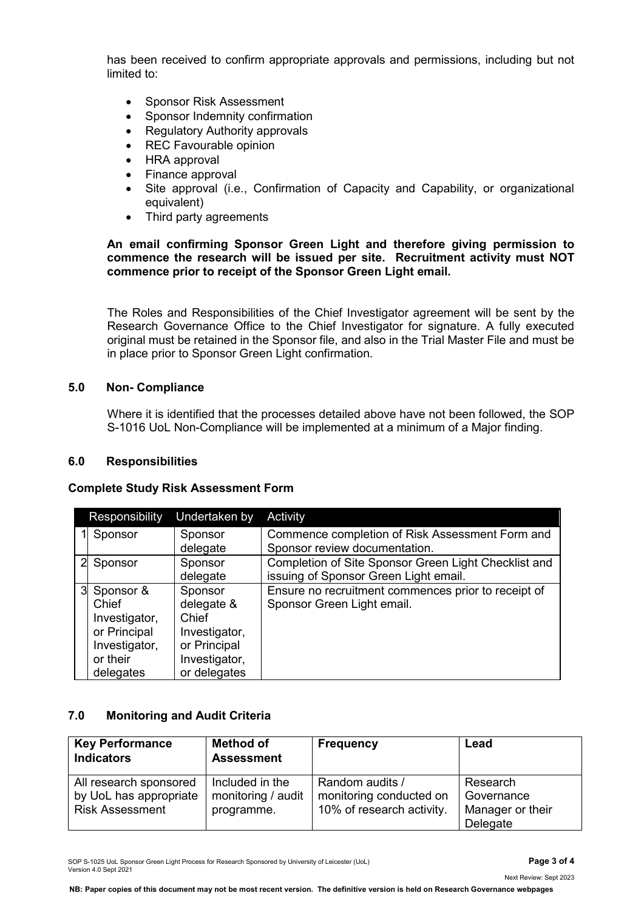has been received to confirm appropriate approvals and permissions, including but not limited to:

- Sponsor Risk Assessment
- Sponsor Indemnity confirmation
- Regulatory Authority approvals
- REC Favourable opinion
- HRA approval
- Finance approval
- Site approval (i.e., Confirmation of Capacity and Capability, or organizational equivalent)
- Third party agreements

**An email confirming Sponsor Green Light and therefore giving permission to commence the research will be issued per site. Recruitment activity must NOT commence prior to receipt of the Sponsor Green Light email.**

The Roles and Responsibilities of the Chief Investigator agreement will be sent by the Research Governance Office to the Chief Investigator for signature. A fully executed original must be retained in the Sponsor file, and also in the Trial Master File and must be in place prior to Sponsor Green Light confirmation.

## 5.0 Non- Compliance

Where it is identified that the processes detailed above have not been followed, the SOP S-1016 UoL Non-Compliance will be implemented at a minimum of a Major finding.

## 6.0 Responsibilities

**Complete Study Risk Assessment Form**

| | Responsibility | Undertaken by | Activity |
|---|---|---|---|
| 1 | Sponsor | Sponsor delegate | Commence completion of Risk Assessment Form and Sponsor review documentation. |
| 2 | Sponsor | Sponsor delegate | Completion of Site Sponsor Green Light Checklist and issuing of Sponsor Green Light email. |
| 3 | Sponsor & Chief Investigator, or Principal Investigator, or their delegates | Sponsor delegate & Chief Investigator, or Principal Investigator, or delegates | Ensure no recruitment commences prior to receipt of Sponsor Green Light email. |

## 7.0 Monitoring and Audit Criteria

| Key Performance Indicators | Method of Assessment | Frequency | Lead |
|---|---|---|---|
| All research sponsored by UoL has appropriate Risk Assessment | Included in the monitoring / audit programme. | Random audits / monitoring conducted on 10% of research activity. | Research Governance Manager or their Delegate |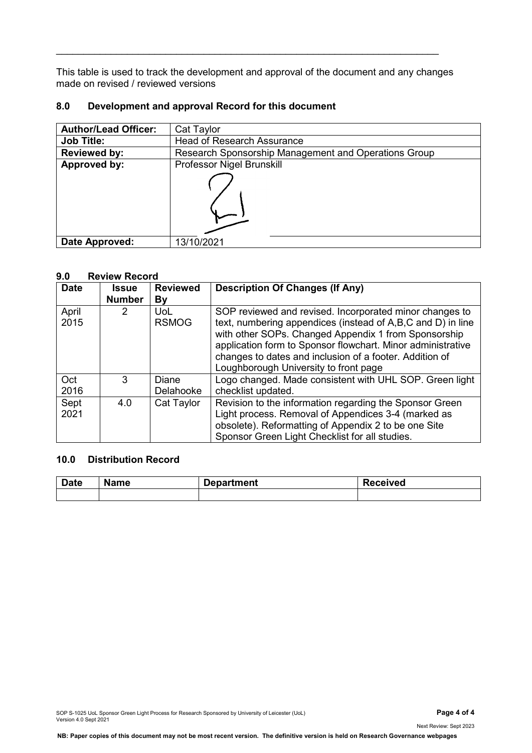This table is used to track the development and approval of the document and any changes made on revised / reviewed versions

## 8.0 Development and approval Record for this document

| | |
|---|---|
| **Author/Lead Officer:** | Cat Taylor |
| **Job Title:** | Head of Research Assurance |
| **Reviewed by:** | Research Sponsorship Management and Operations Group |
| **Approved by:** | Professor Nigel Brunskill |
| **Date Approved:** | 13/10/2021 |

## 9.0 Review Record

| Date | Issue Number | Reviewed By | Description Of Changes (If Any) |
|---|---|---|---|
| April 2015 | 2 | UoL RSMOG | SOP reviewed and revised. Incorporated minor changes to text, numbering appendices (instead of A,B,C and D) in line with other SOPs. Changed Appendix 1 from Sponsorship application form to Sponsor flowchart. Minor administrative changes to dates and inclusion of a footer. Addition of Loughborough University to front page |
| Oct 2016 | 3 | Diane Delahooke | Logo changed. Made consistent with UHL SOP. Green light checklist updated. |
| Sept 2021 | 4.0 | Cat Taylor | Revision to the information regarding the Sponsor Green Light process. Removal of Appendices 3-4 (marked as obsolete). Reformatting of Appendix 2 to be one Site Sponsor Green Light Checklist for all studies. |

## 10.0 Distribution Record

| Date | Name | Department | Received |
|---|---|---|---|
| | | | |